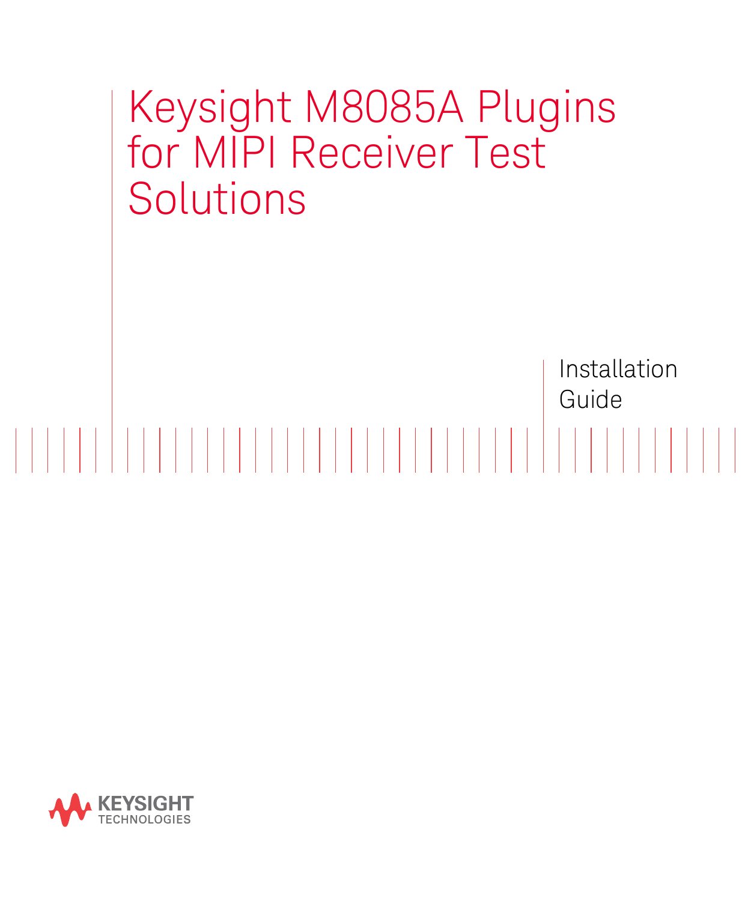# Keysight M8085A Plugins for MIPI Receiver Test Solutions

Installation Guide

KEYSIGHT TECHNOLOGIES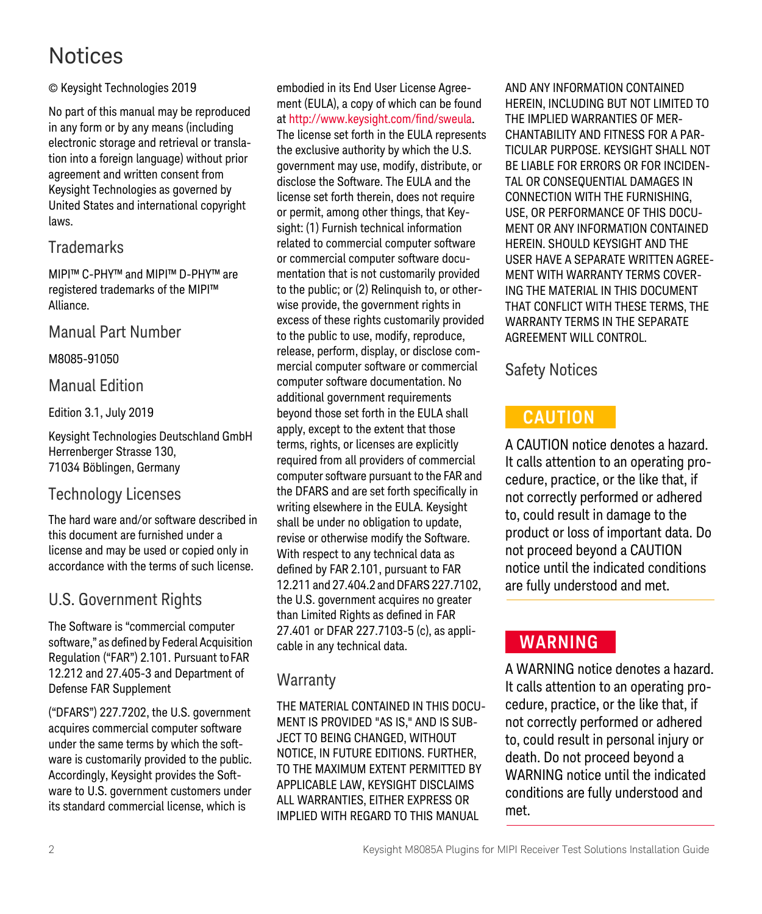# Notices

© Keysight Technologies 2019

No part of this manual may be reproduced in any form or by any means (including electronic storage and retrieval or translation into a foreign language) without prior agreement and written consent from Keysight Technologies as governed by United States and international copyright laws.

## Trademarks

MIPI™ C-PHY™ and MIPI™ D-PHY™ are registered trademarks of the MIPI™ Alliance.

## Manual Part Number

M8085-91050

## Manual Edition

Edition 3.1, July 2019

Keysight Technologies Deutschland GmbH
Herrenberger Strasse 130,
71034 Böblingen, Germany

## Technology Licenses

The hard ware and/or software described in this document are furnished under a license and may be used or copied only in accordance with the terms of such license.

## U.S. Government Rights

The Software is "commercial computer software," as defined by Federal Acquisition Regulation ("FAR") 2.101. Pursuant to FAR 12.212 and 27.405-3 and Department of Defense FAR Supplement

("DFARS") 227.7202, the U.S. government acquires commercial computer software under the same terms by which the software is customarily provided to the public. Accordingly, Keysight provides the Software to U.S. government customers under its standard commercial license, which is embodied in its End User License Agreement (EULA), a copy of which can be found at http://www.keysight.com/find/sweula. The license set forth in the EULA represents the exclusive authority by which the U.S. government may use, modify, distribute, or disclose the Software. The EULA and the license set forth therein, does not require or permit, among other things, that Keysight: (1) Furnish technical information related to commercial computer software or commercial computer software documentation that is not customarily provided to the public; or (2) Relinquish to, or otherwise provide, the government rights in excess of these rights customarily provided to the public to use, modify, reproduce, release, perform, display, or disclose commercial computer software or commercial computer software documentation. No additional government requirements beyond those set forth in the EULA shall apply, except to the extent that those terms, rights, or licenses are explicitly required from all providers of commercial computer software pursuant to the FAR and the DFARS and are set forth specifically in writing elsewhere in the EULA. Keysight shall be under no obligation to update, revise or otherwise modify the Software. With respect to any technical data as defined by FAR 2.101, pursuant to FAR 12.211 and 27.404.2 and DFARS 227.7102, the U.S. government acquires no greater than Limited Rights as defined in FAR 27.401 or DFAR 227.7103-5 (c), as applicable in any technical data.

## Warranty

THE MATERIAL CONTAINED IN THIS DOCUMENT IS PROVIDED "AS IS," AND IS SUBJECT TO BEING CHANGED, WITHOUT NOTICE, IN FUTURE EDITIONS. FURTHER, TO THE MAXIMUM EXTENT PERMITTED BY APPLICABLE LAW, KEYSIGHT DISCLAIMS ALL WARRANTIES, EITHER EXPRESS OR IMPLIED WITH REGARD TO THIS MANUAL AND ANY INFORMATION CONTAINED HEREIN, INCLUDING BUT NOT LIMITED TO THE IMPLIED WARRANTIES OF MERCHANTABILITY AND FITNESS FOR A PARTICULAR PURPOSE. KEYSIGHT SHALL NOT BE LIABLE FOR ERRORS OR FOR INCIDENTAL OR CONSEQUENTIAL DAMAGES IN CONNECTION WITH THE FURNISHING, USE, OR PERFORMANCE OF THIS DOCUMENT OR ANY INFORMATION CONTAINED HEREIN. SHOULD KEYSIGHT AND THE USER HAVE A SEPARATE WRITTEN AGREEMENT WITH WARRANTY TERMS COVERING THE MATERIAL IN THIS DOCUMENT THAT CONFLICT WITH THESE TERMS, THE WARRANTY TERMS IN THE SEPARATE AGREEMENT WILL CONTROL.

## Safety Notices

**CAUTION**

A CAUTION notice denotes a hazard. It calls attention to an operating procedure, practice, or the like that, if not correctly performed or adhered to, could result in damage to the product or loss of important data. Do not proceed beyond a CAUTION notice until the indicated conditions are fully understood and met.

**WARNING**

A WARNING notice denotes a hazard. It calls attention to an operating procedure, practice, or the like that, if not correctly performed or adhered to, could result in personal injury or death. Do not proceed beyond a WARNING notice until the indicated conditions are fully understood and met.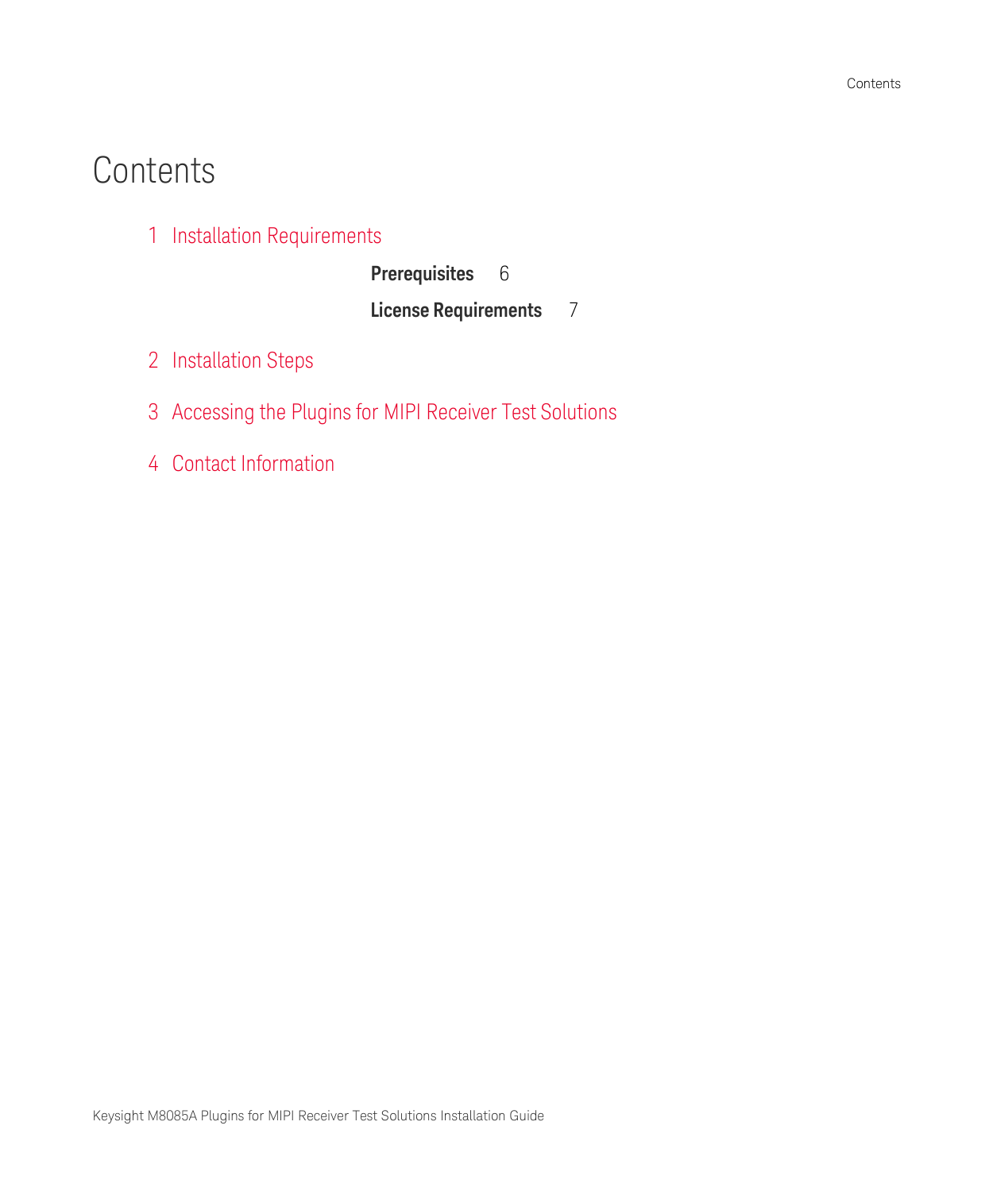# Contents

1 Installation Requirements

**Prerequisites** 6

**License Requirements** 7

2 Installation Steps

3 Accessing the Plugins for MIPI Receiver Test Solutions

4 Contact Information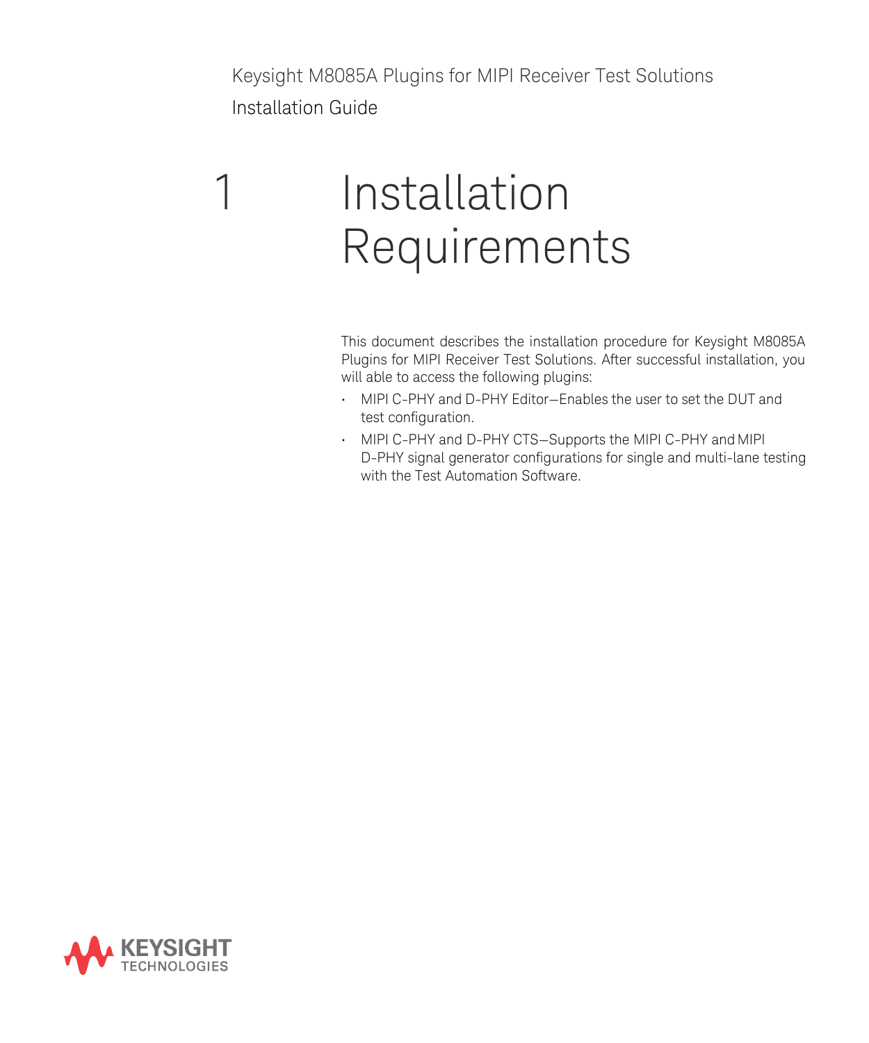# 1 Installation Requirements

This document describes the installation procedure for Keysight M8085A Plugins for MIPI Receiver Test Solutions. After successful installation, you will able to access the following plugins:

- MIPI C-PHY and D-PHY Editor—Enables the user to set the DUT and test configuration.
- MIPI C-PHY and D-PHY CTS—Supports the MIPI C-PHY and MIPI D-PHY signal generator configurations for single and multi-lane testing with the Test Automation Software.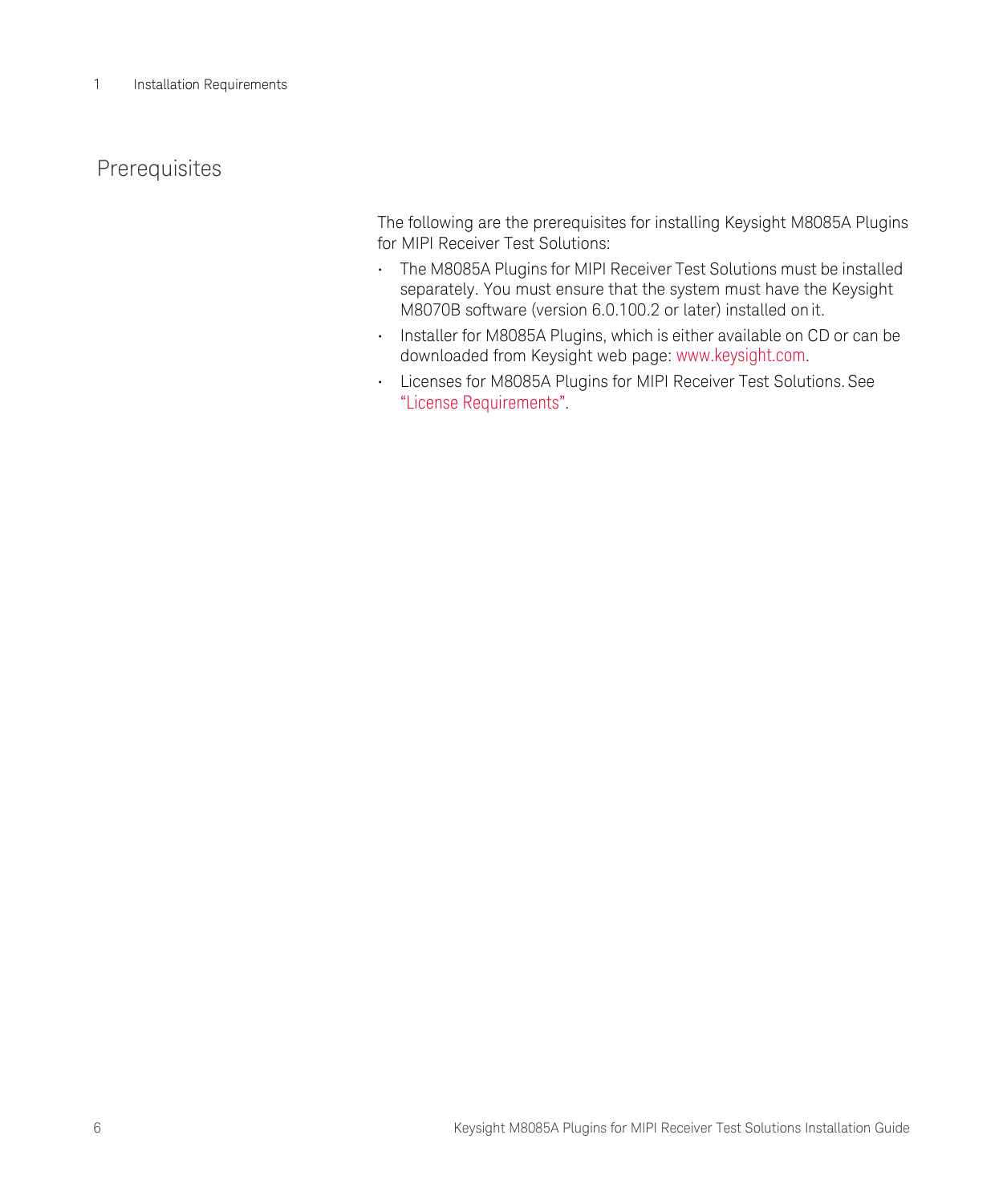## Prerequisites

The following are the prerequisites for installing Keysight M8085A Plugins for MIPI Receiver Test Solutions:

- The M8085A Plugins for MIPI Receiver Test Solutions must be installed separately. You must ensure that the system must have the Keysight M8070B software (version 6.0.100.2 or later) installed on it.
- Installer for M8085A Plugins, which is either available on CD or can be downloaded from Keysight web page: www.keysight.com.
- Licenses for M8085A Plugins for MIPI Receiver Test Solutions. See "License Requirements".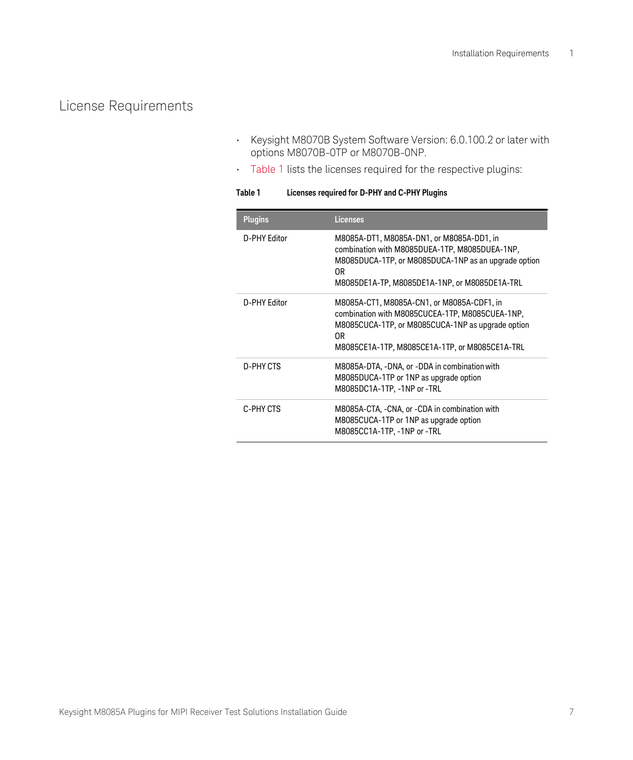# License Requirements

- Keysight M8070B System Software Version: 6.0.100.2 or later with options M8070B-0TP or M8070B-0NP.
- Table 1 lists the licenses required for the respective plugins:

**Table 1 Licenses required for D-PHY and C-PHY Plugins**

| Plugins | Licenses |
|---|---|
| D-PHY Editor | M8085A-DT1, M8085A-DN1, or M8085A-DD1, in combination with M8085DUEA-1TP, M8085DUEA-1NP, M8085DUCA-1TP, or M8085DUCA-1NP as an upgrade option<br>OR<br>M8085DE1A-TP, M8085DE1A-1NP, or M8085DE1A-TRL |
| D-PHY Editor | M8085A-CT1, M8085A-CN1, or M8085A-CDF1, in combination with M8085CUCEA-1TP, M8085CUEA-1NP, M8085CUCA-1TP, or M8085CUCA-1NP as upgrade option<br>OR<br>M8085CE1A-1TP, M8085CE1A-1TP, or M8085CE1A-TRL |
| D-PHY CTS | M8085A-DTA, -DNA, or -DDA in combination with M8085DUCA-1TP or 1NP as upgrade option<br>M8085DC1A-1TP, -1NP or -TRL |
| C-PHY CTS | M8085A-CTA, -CNA, or -CDA in combination with M8085CUCA-1TP or 1NP as upgrade option<br>M8085CC1A-1TP, -1NP or -TRL |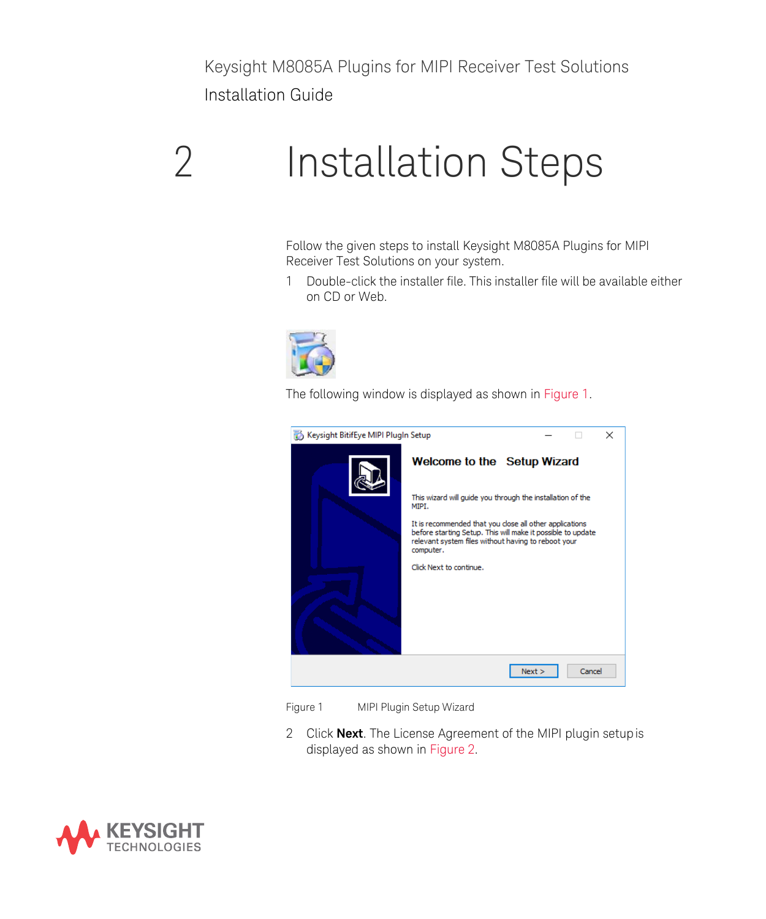# 2 Installation Steps

Follow the given steps to install Keysight M8085A Plugins for MIPI Receiver Test Solutions on your system.

1 Double-click the installer file. This installer file will be available either on CD or Web.

The following window is displayed as shown in Figure 1.

Figure 1 MIPI Plugin Setup Wizard

2 Click **Next**. The License Agreement of the MIPI plugin setup is displayed as shown in Figure 2.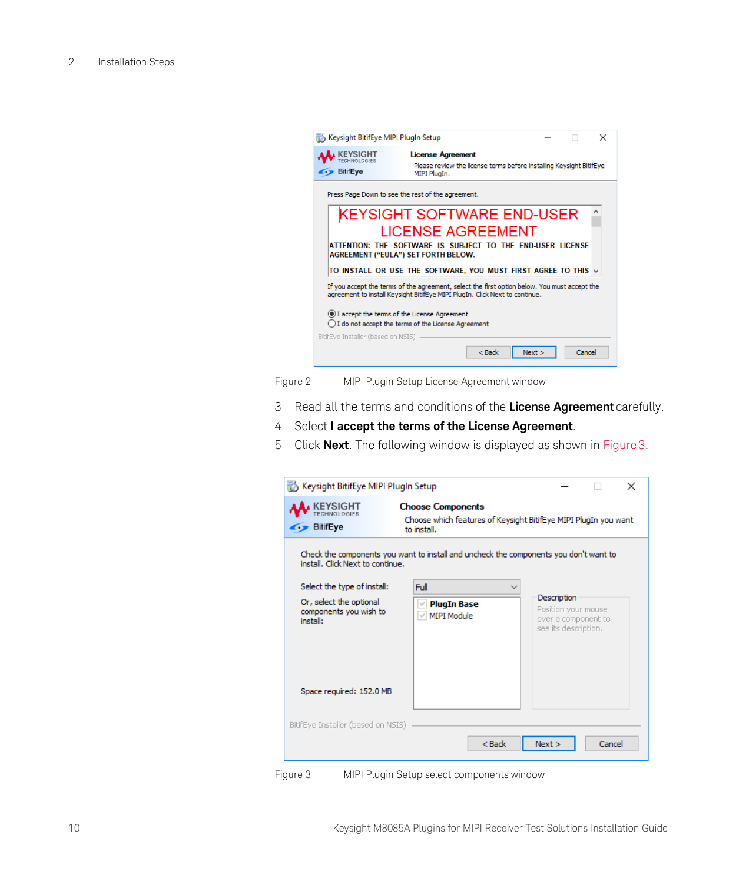Figure 2 MIPI Plugin Setup License Agreement window

3 Read all the terms and conditions of the **License Agreement** carefully.

4 Select **I accept the terms of the License Agreement**.

5 Click **Next**. The following window is displayed as shown in Figure 3.

Figure 3 MIPI Plugin Setup select components window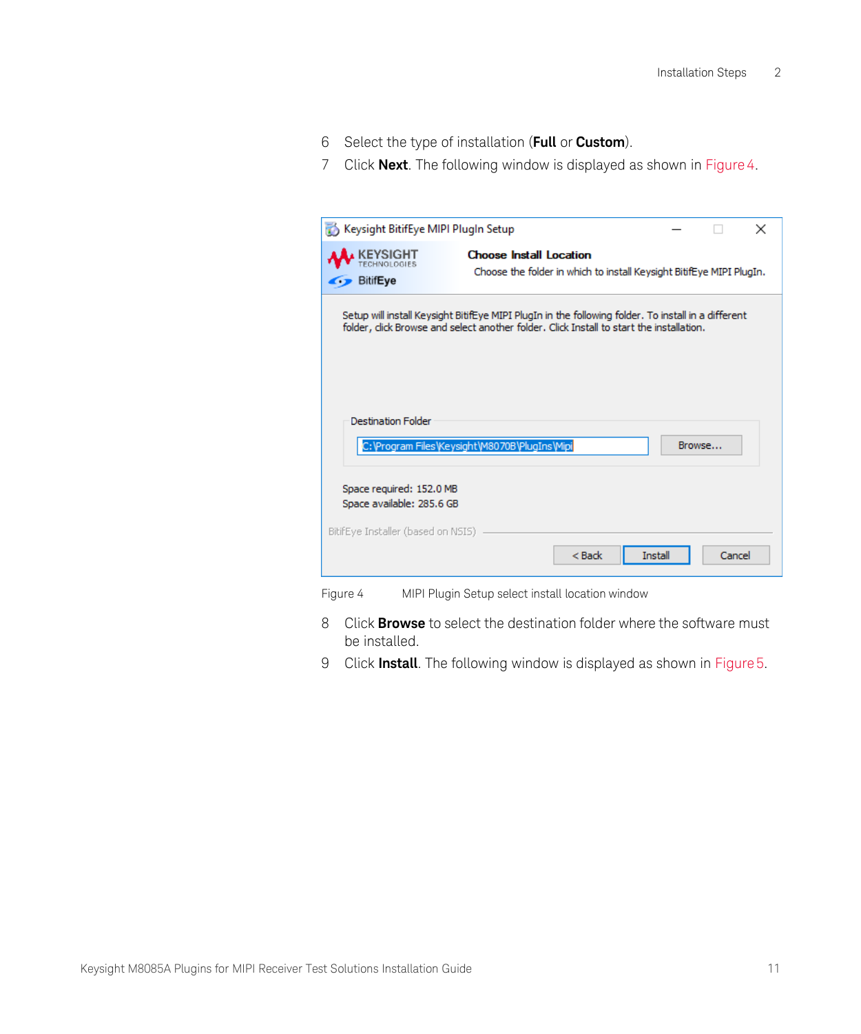6. Select the type of installation (**Full** or **Custom**).
7. Click **Next**. The following window is displayed as shown in Figure 4.

Figure 4 MIPI Plugin Setup select install location window

8. Click **Browse** to select the destination folder where the software must be installed.
9. Click **Install**. The following window is displayed as shown in Figure 5.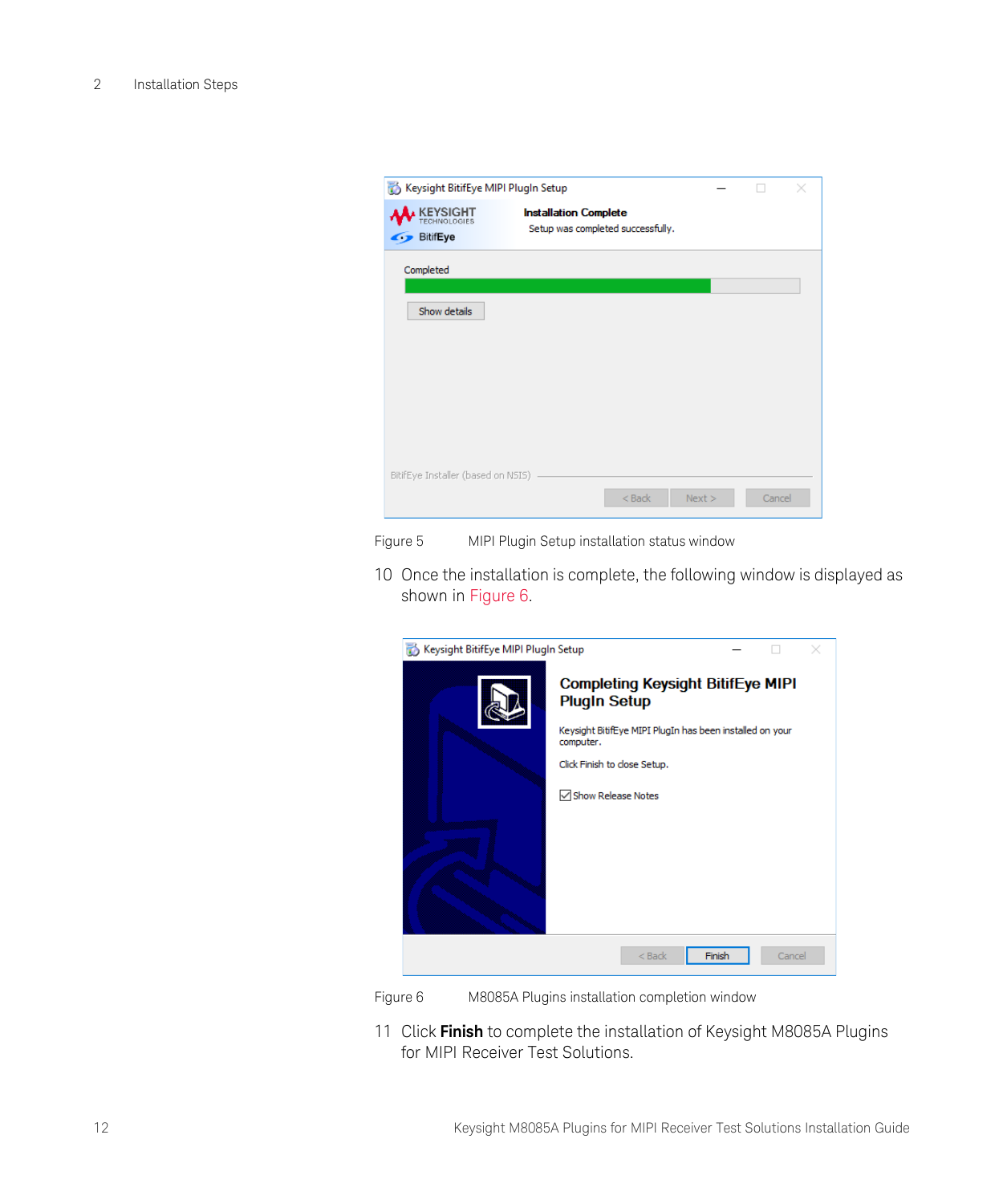Figure 5 MIPI Plugin Setup installation status window

10 Once the installation is complete, the following window is displayed as shown in Figure 6.

Figure 6 M8085A Plugins installation completion window

11 Click **Finish** to complete the installation of Keysight M8085A Plugins for MIPI Receiver Test Solutions.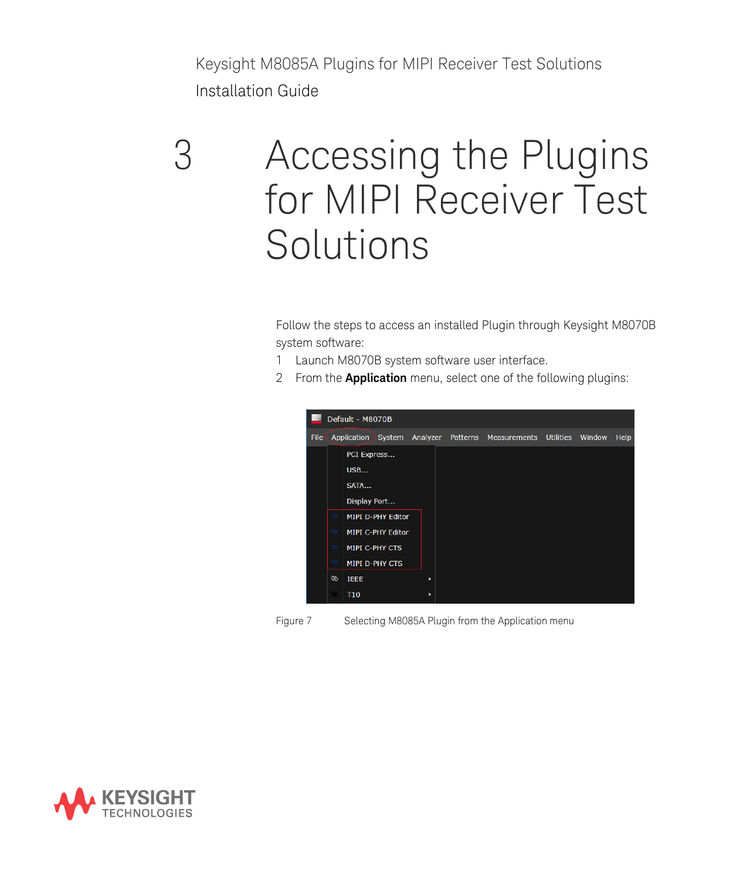# 3 Accessing the Plugins for MIPI Receiver Test Solutions

Follow the steps to access an installed Plugin through Keysight M8070B system software:

1 Launch M8070B system software user interface.

2 From the **Application** menu, select one of the following plugins:

Figure 7 Selecting M8085A Plugin from the Application menu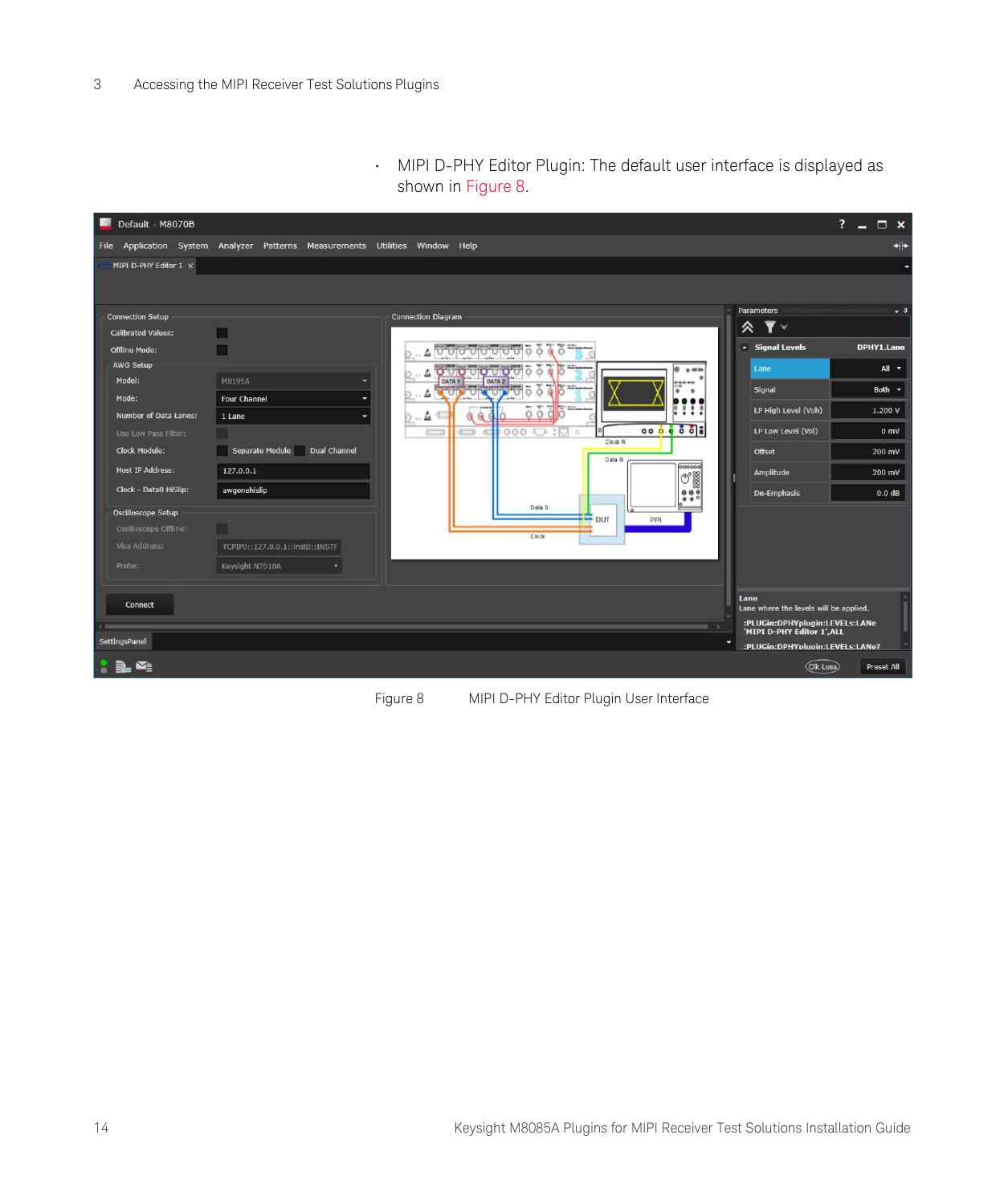- MIPI D-PHY Editor Plugin: The default user interface is displayed as shown in Figure 8.

Figure 8    MIPI D-PHY Editor Plugin User Interface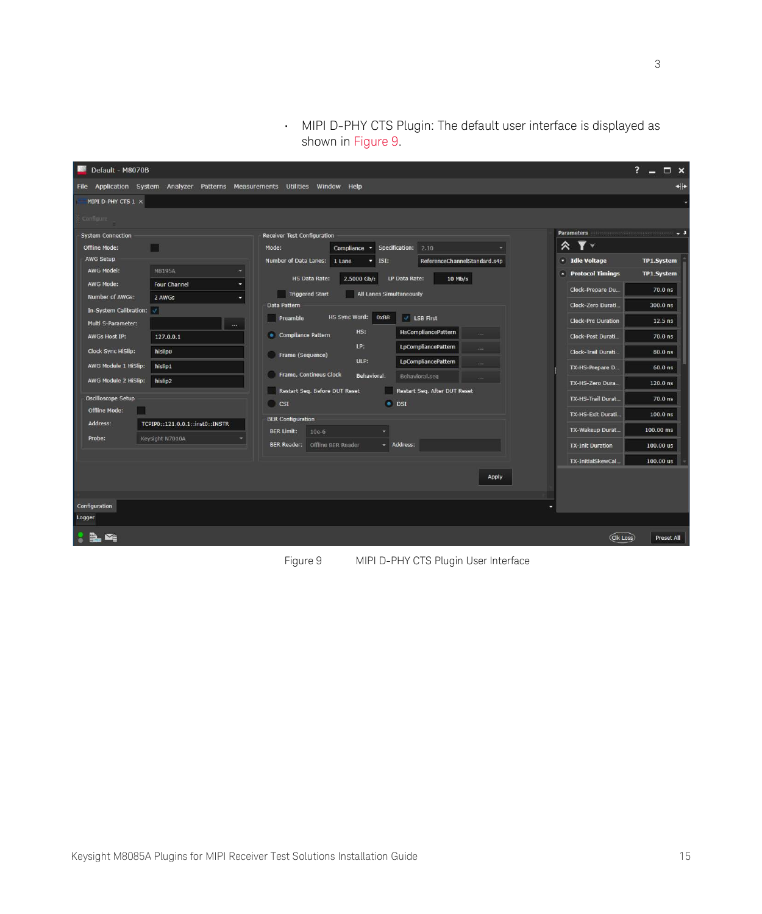- MIPI D-PHY CTS Plugin: The default user interface is displayed as shown in Figure 9.

Figure 9 MIPI D-PHY CTS Plugin User Interface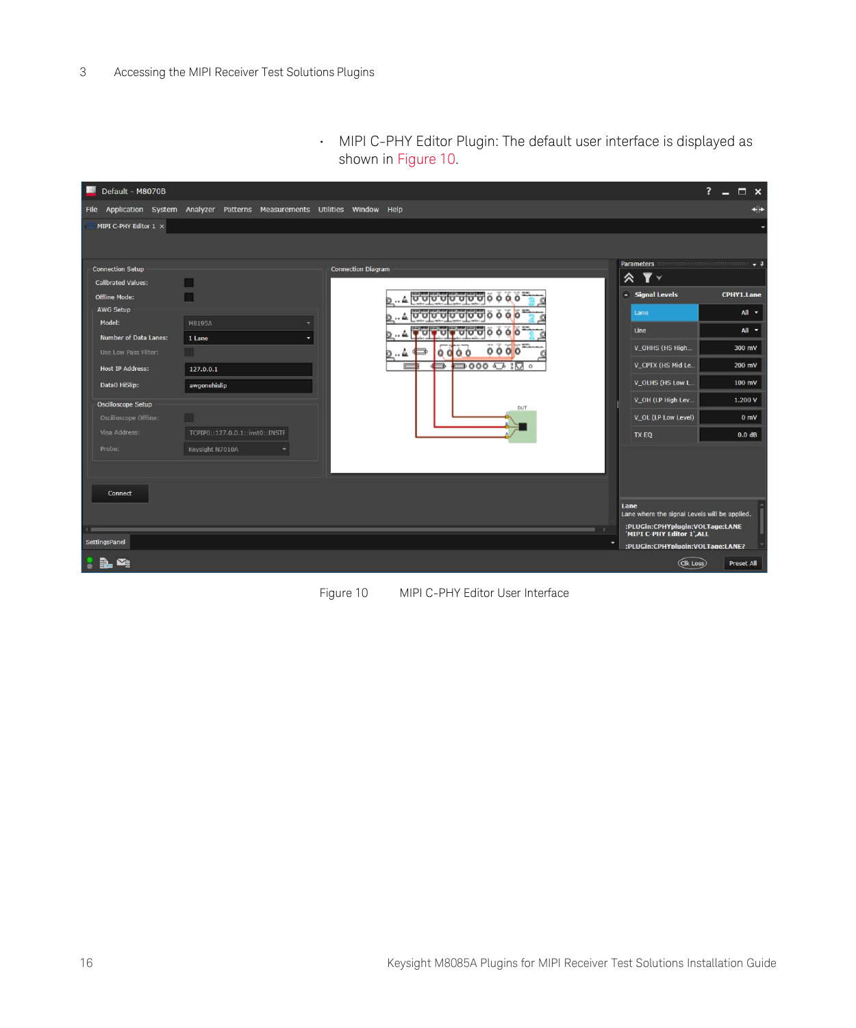- MIPI C-PHY Editor Plugin: The default user interface is displayed as shown in Figure 10.

Figure 10 MIPI C-PHY Editor User Interface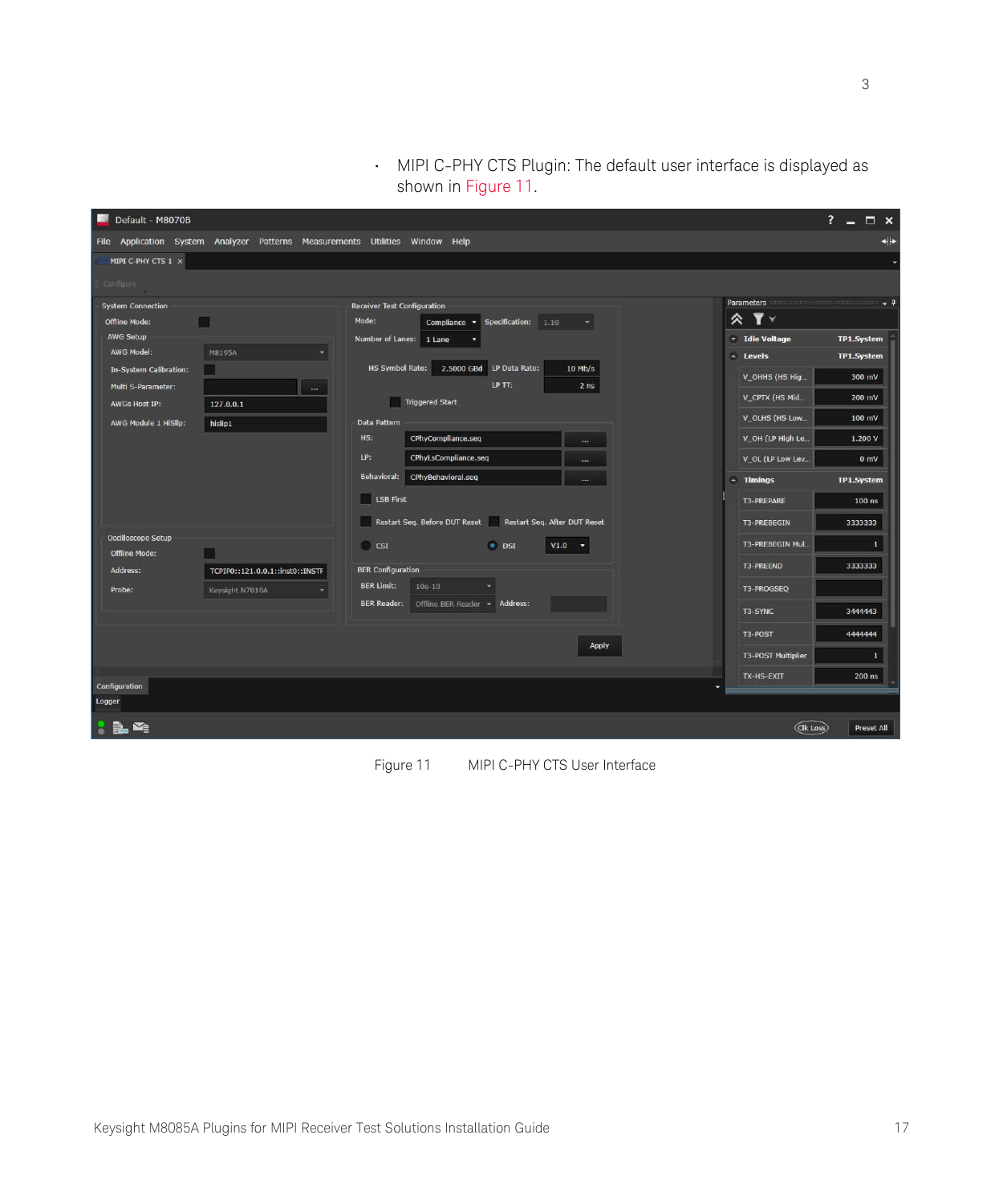- MIPI C-PHY CTS Plugin: The default user interface is displayed as shown in Figure 11.

Figure 11 MIPI C-PHY CTS User Interface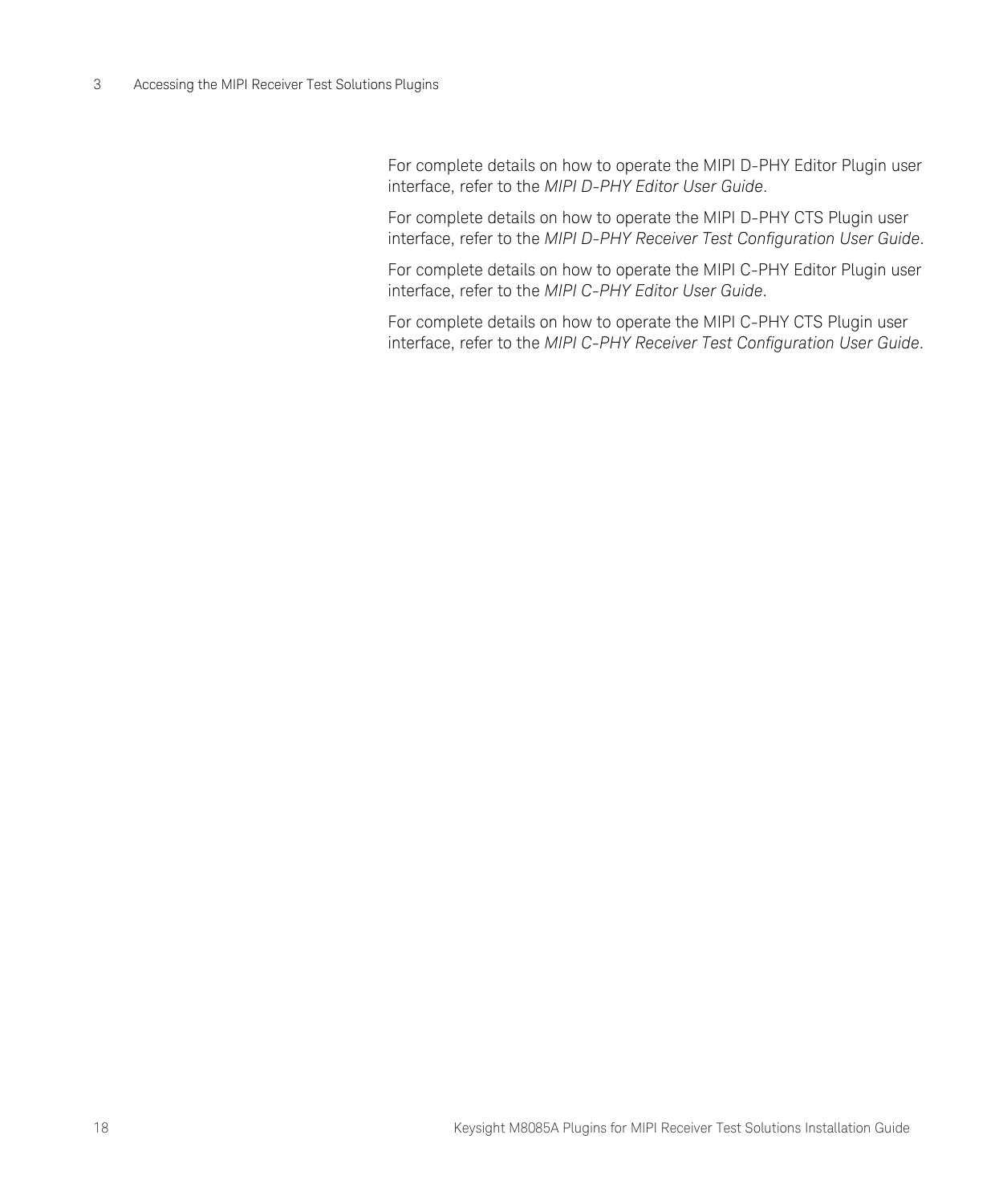For complete details on how to operate the MIPI D-PHY Editor Plugin user interface, refer to the *MIPI D-PHY Editor User Guide*.

For complete details on how to operate the MIPI D-PHY CTS Plugin user interface, refer to the *MIPI D-PHY Receiver Test Configuration User Guide*.

For complete details on how to operate the MIPI C-PHY Editor Plugin user interface, refer to the *MIPI C-PHY Editor User Guide*.

For complete details on how to operate the MIPI C-PHY CTS Plugin user interface, refer to the *MIPI C-PHY Receiver Test Configuration User Guide*.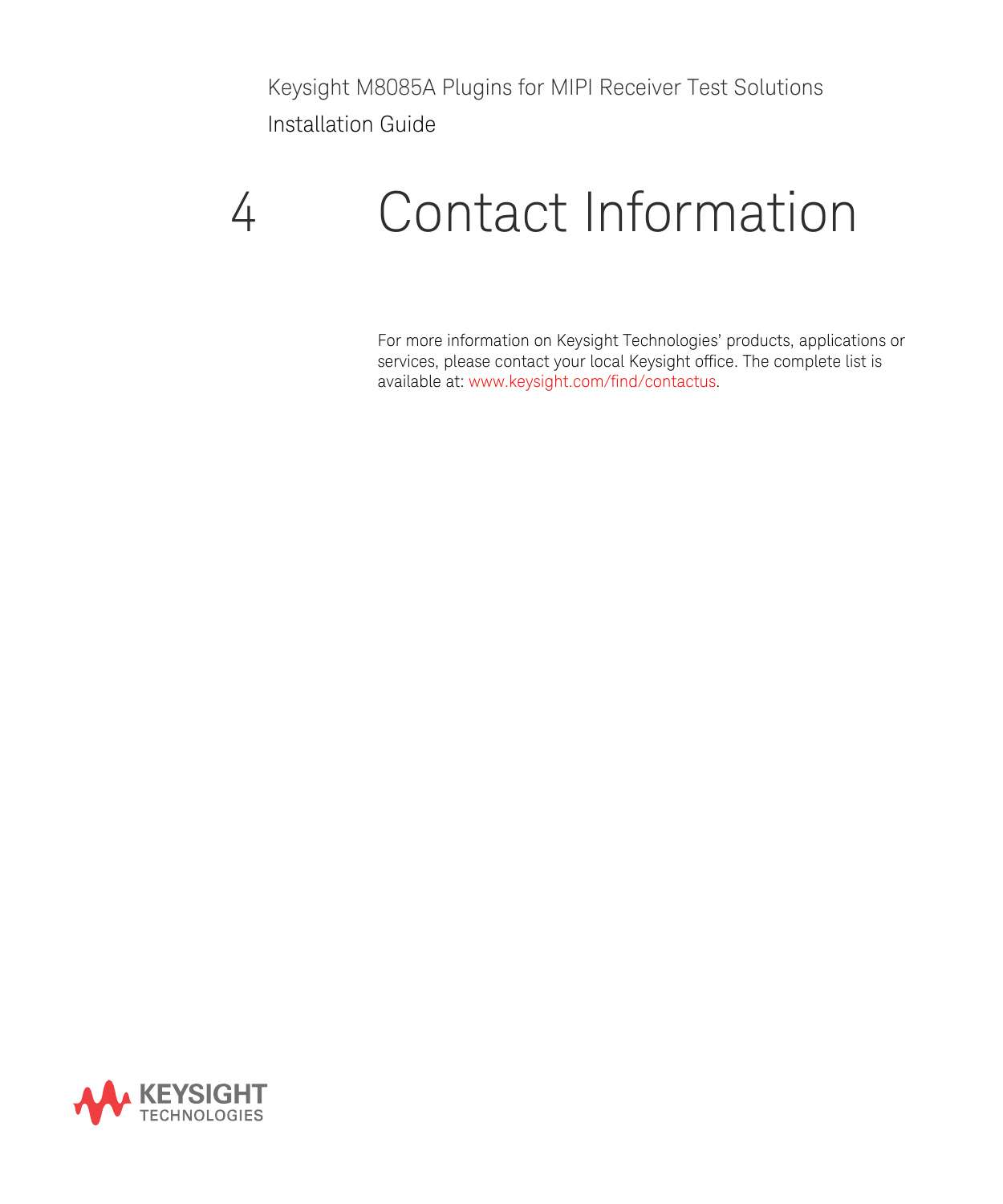# 4 Contact Information

For more information on Keysight Technologies' products, applications or services, please contact your local Keysight office. The complete list is available at: www.keysight.com/find/contactus.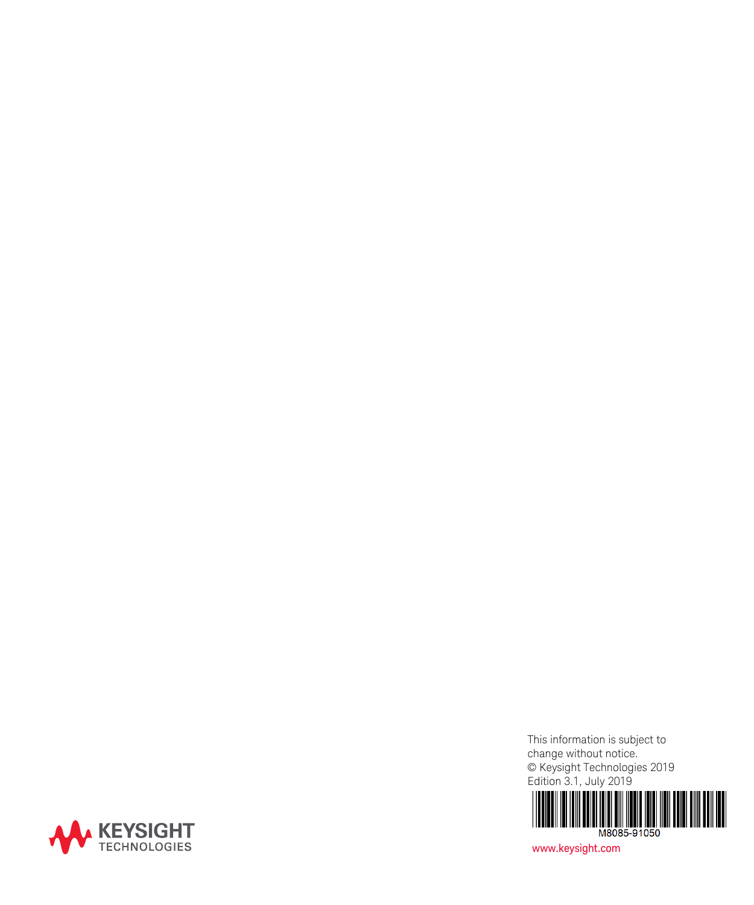This information is subject to change without notice.
© Keysight Technologies 2019
Edition 3.1, July 2019

M8085-91050

www.keysight.com

KEYSIGHT
TECHNOLOGIES